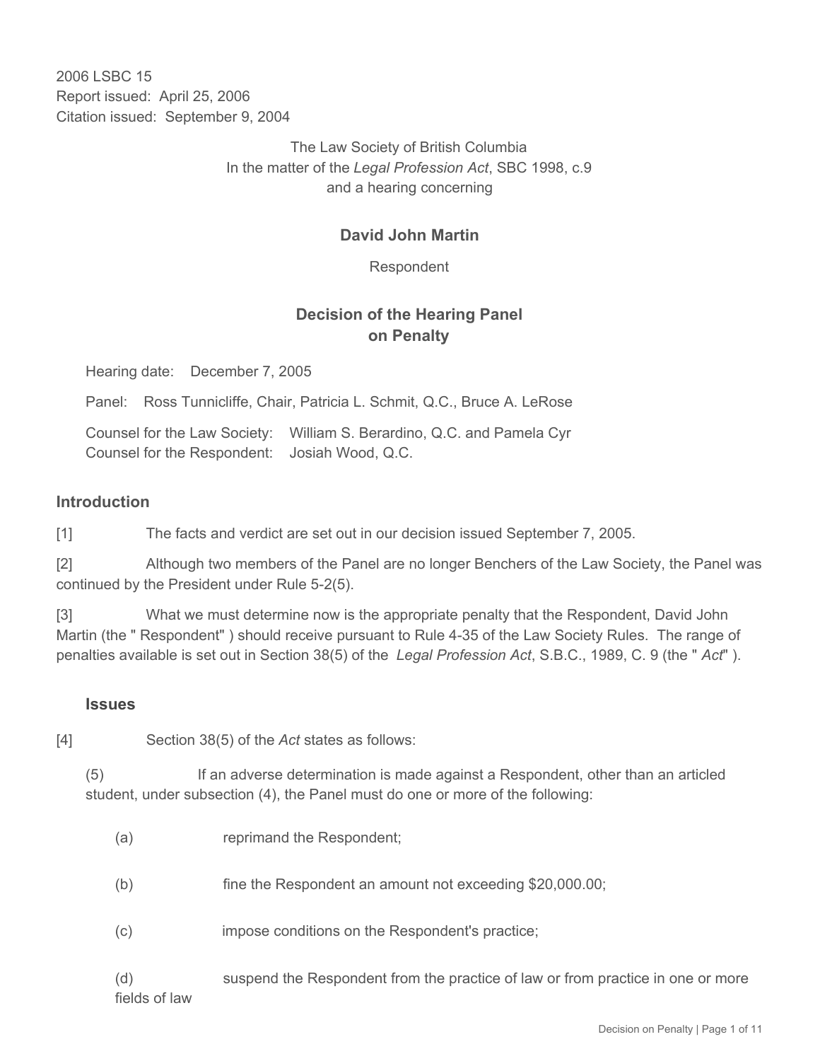2006 LSBC 15
Report issued: April 25, 2006
Citation issued: September 9, 2004

The Law Society of British Columbia
In the matter of the *Legal Profession Act*, SBC 1998, c.9
and a hearing concerning

**David John Martin**

Respondent

## Decision of the Hearing Panel on Penalty

Hearing date: December 7, 2005

Panel: Ross Tunnicliffe, Chair, Patricia L. Schmit, Q.C., Bruce A. LeRose

Counsel for the Law Society: William S. Berardino, Q.C. and Pamela Cyr
Counsel for the Respondent: Josiah Wood, Q.C.

### Introduction

[1] The facts and verdict are set out in our decision issued September 7, 2005.

[2] Although two members of the Panel are no longer Benchers of the Law Society, the Panel was continued by the President under Rule 5-2(5).

[3] What we must determine now is the appropriate penalty that the Respondent, David John Martin (the " Respondent" ) should receive pursuant to Rule 4-35 of the Law Society Rules. The range of penalties available is set out in Section 38(5) of the *Legal Profession Act*, S.B.C., 1989, C. 9 (the " *Act*" ).

### Issues

[4] Section 38(5) of the *Act* states as follows:

> (5) If an adverse determination is made against a Respondent, other than an articled student, under subsection (4), the Panel must do one or more of the following:
>
> (a) reprimand the Respondent;
>
> (b) fine the Respondent an amount not exceeding $20,000.00;
>
> (c) impose conditions on the Respondent's practice;
>
> (d) suspend the Respondent from the practice of law or from practice in one or more fields of law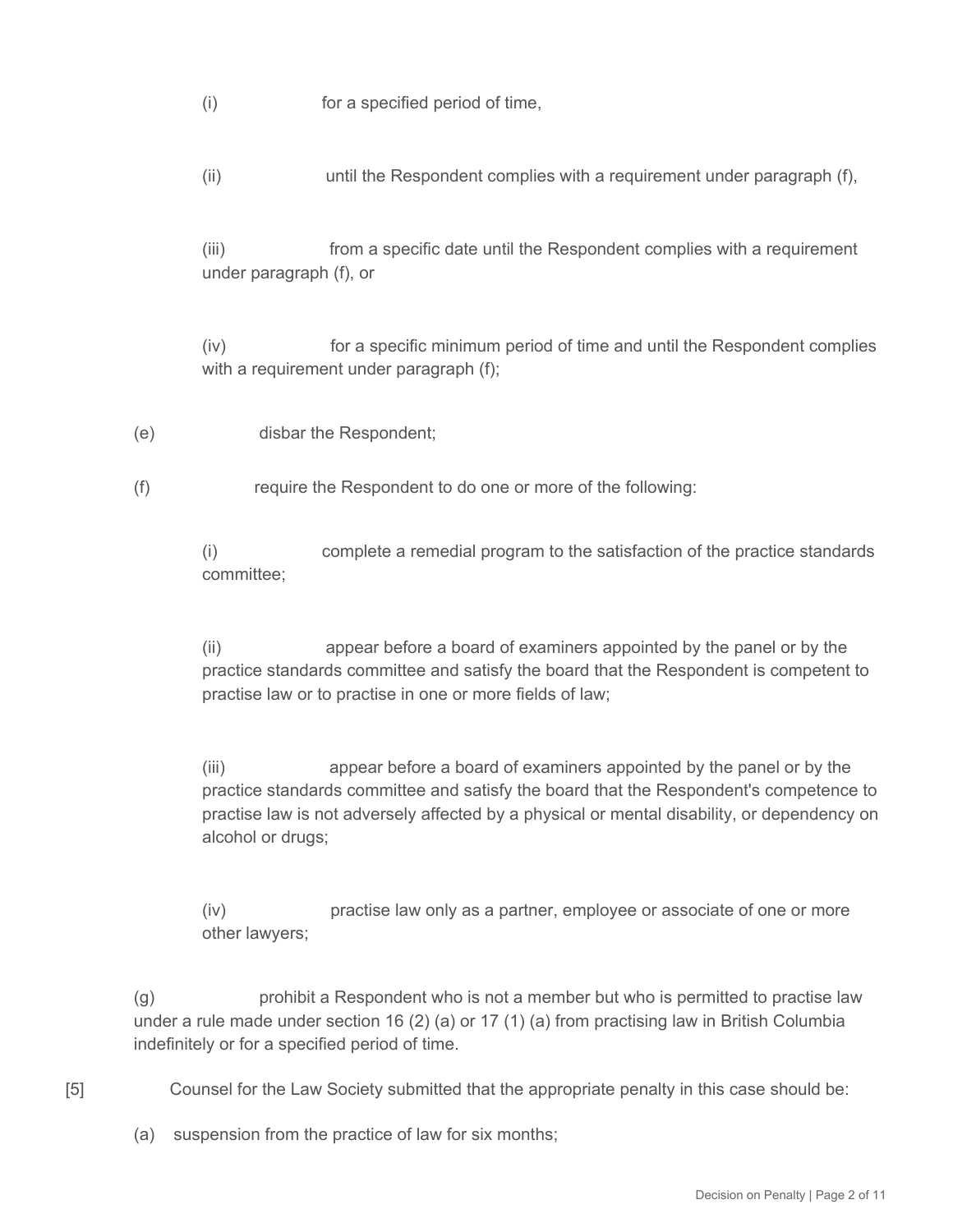(i) for a specified period of time,

(ii) until the Respondent complies with a requirement under paragraph (f),

(iii) from a specific date until the Respondent complies with a requirement under paragraph (f), or

(iv) for a specific minimum period of time and until the Respondent complies with a requirement under paragraph (f);

(e) disbar the Respondent;

(f) require the Respondent to do one or more of the following:

(i) complete a remedial program to the satisfaction of the practice standards committee;

(ii) appear before a board of examiners appointed by the panel or by the practice standards committee and satisfy the board that the Respondent is competent to practise law or to practise in one or more fields of law;

(iii) appear before a board of examiners appointed by the panel or by the practice standards committee and satisfy the board that the Respondent's competence to practise law is not adversely affected by a physical or mental disability, or dependency on alcohol or drugs;

(iv) practise law only as a partner, employee or associate of one or more other lawyers;

(g) prohibit a Respondent who is not a member but who is permitted to practise law under a rule made under section 16 (2) (a) or 17 (1) (a) from practising law in British Columbia indefinitely or for a specified period of time.

[5] Counsel for the Law Society submitted that the appropriate penalty in this case should be:

(a) suspension from the practice of law for six months;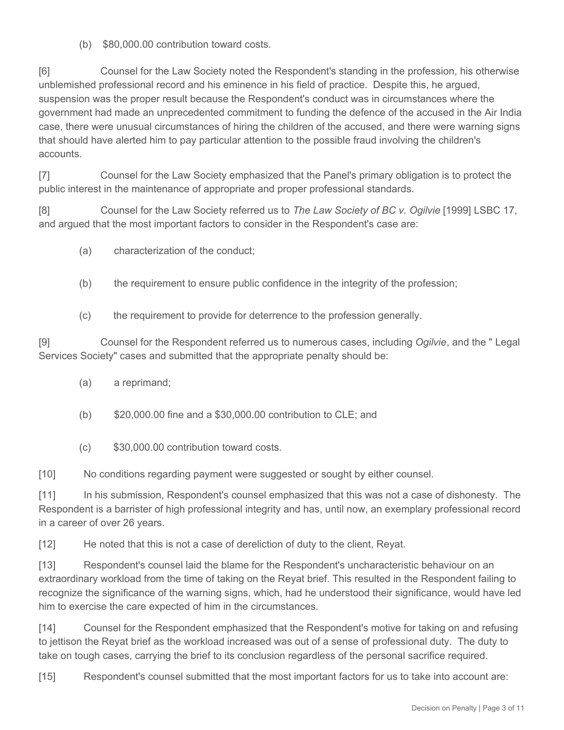(b) $80,000.00 contribution toward costs.

[6] Counsel for the Law Society noted the Respondent's standing in the profession, his otherwise unblemished professional record and his eminence in his field of practice. Despite this, he argued, suspension was the proper result because the Respondent's conduct was in circumstances where the government had made an unprecedented commitment to funding the defence of the accused in the Air India case, there were unusual circumstances of hiring the children of the accused, and there were warning signs that should have alerted him to pay particular attention to the possible fraud involving the children's accounts.

[7] Counsel for the Law Society emphasized that the Panel's primary obligation is to protect the public interest in the maintenance of appropriate and proper professional standards.

[8] Counsel for the Law Society referred us to *The Law Society of BC v. Ogilvie* [1999] LSBC 17, and argued that the most important factors to consider in the Respondent's case are:

(a) characterization of the conduct;

(b) the requirement to ensure public confidence in the integrity of the profession;

(c) the requirement to provide for deterrence to the profession generally.

[9] Counsel for the Respondent referred us to numerous cases, including *Ogilvie*, and the " Legal Services Society" cases and submitted that the appropriate penalty should be:

(a) a reprimand;

(b) $20,000.00 fine and a $30,000.00 contribution to CLE; and

(c) $30,000.00 contribution toward costs.

[10] No conditions regarding payment were suggested or sought by either counsel.

[11] In his submission, Respondent's counsel emphasized that this was not a case of dishonesty. The Respondent is a barrister of high professional integrity and has, until now, an exemplary professional record in a career of over 26 years.

[12] He noted that this is not a case of dereliction of duty to the client, Reyat.

[13] Respondent's counsel laid the blame for the Respondent's uncharacteristic behaviour on an extraordinary workload from the time of taking on the Reyat brief. This resulted in the Respondent failing to recognize the significance of the warning signs, which, had he understood their significance, would have led him to exercise the care expected of him in the circumstances.

[14] Counsel for the Respondent emphasized that the Respondent's motive for taking on and refusing to jettison the Reyat brief as the workload increased was out of a sense of professional duty. The duty to take on tough cases, carrying the brief to its conclusion regardless of the personal sacrifice required.

[15] Respondent's counsel submitted that the most important factors for us to take into account are: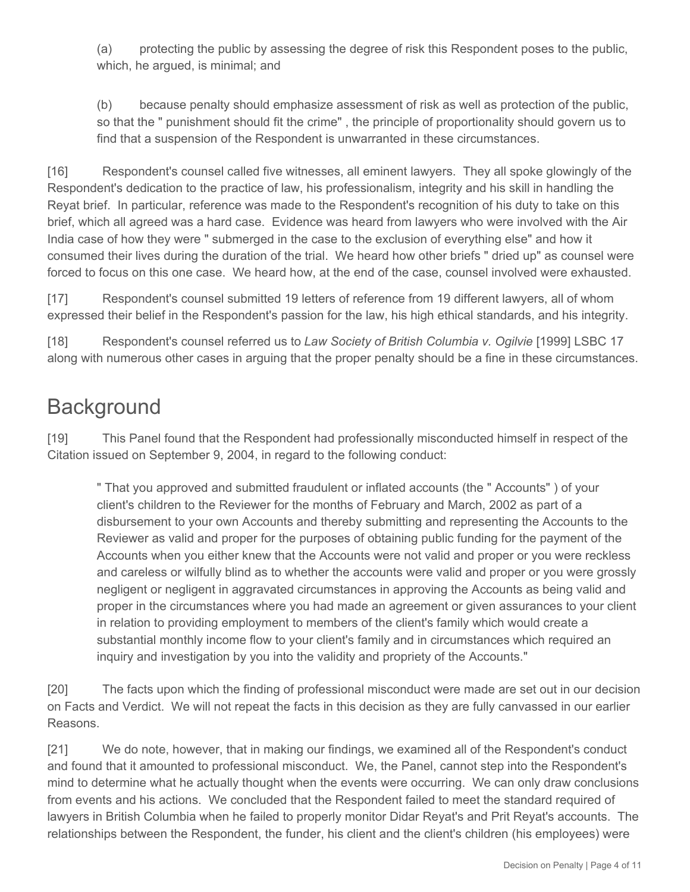(a) protecting the public by assessing the degree of risk this Respondent poses to the public, which, he argued, is minimal; and

(b) because penalty should emphasize assessment of risk as well as protection of the public, so that the " punishment should fit the crime" , the principle of proportionality should govern us to find that a suspension of the Respondent is unwarranted in these circumstances.

[16] Respondent's counsel called five witnesses, all eminent lawyers. They all spoke glowingly of the Respondent's dedication to the practice of law, his professionalism, integrity and his skill in handling the Reyat brief. In particular, reference was made to the Respondent's recognition of his duty to take on this brief, which all agreed was a hard case. Evidence was heard from lawyers who were involved with the Air India case of how they were " submerged in the case to the exclusion of everything else" and how it consumed their lives during the duration of the trial. We heard how other briefs " dried up" as counsel were forced to focus on this one case. We heard how, at the end of the case, counsel involved were exhausted.

[17] Respondent's counsel submitted 19 letters of reference from 19 different lawyers, all of whom expressed their belief in the Respondent's passion for the law, his high ethical standards, and his integrity.

[18] Respondent's counsel referred us to *Law Society of British Columbia v. Ogilvie* [1999] LSBC 17 along with numerous other cases in arguing that the proper penalty should be a fine in these circumstances.

## Background

[19] This Panel found that the Respondent had professionally misconducted himself in respect of the Citation issued on September 9, 2004, in regard to the following conduct:

> " That you approved and submitted fraudulent or inflated accounts (the " Accounts" ) of your client's children to the Reviewer for the months of February and March, 2002 as part of a disbursement to your own Accounts and thereby submitting and representing the Accounts to the Reviewer as valid and proper for the purposes of obtaining public funding for the payment of the Accounts when you either knew that the Accounts were not valid and proper or you were reckless and careless or wilfully blind as to whether the accounts were valid and proper or you were grossly negligent or negligent in aggravated circumstances in approving the Accounts as being valid and proper in the circumstances where you had made an agreement or given assurances to your client in relation to providing employment to members of the client's family which would create a substantial monthly income flow to your client's family and in circumstances which required an inquiry and investigation by you into the validity and propriety of the Accounts."

[20] The facts upon which the finding of professional misconduct were made are set out in our decision on Facts and Verdict. We will not repeat the facts in this decision as they are fully canvassed in our earlier Reasons.

[21] We do note, however, that in making our findings, we examined all of the Respondent's conduct and found that it amounted to professional misconduct. We, the Panel, cannot step into the Respondent's mind to determine what he actually thought when the events were occurring. We can only draw conclusions from events and his actions. We concluded that the Respondent failed to meet the standard required of lawyers in British Columbia when he failed to properly monitor Didar Reyat's and Prit Reyat's accounts. The relationships between the Respondent, the funder, his client and the client's children (his employees) were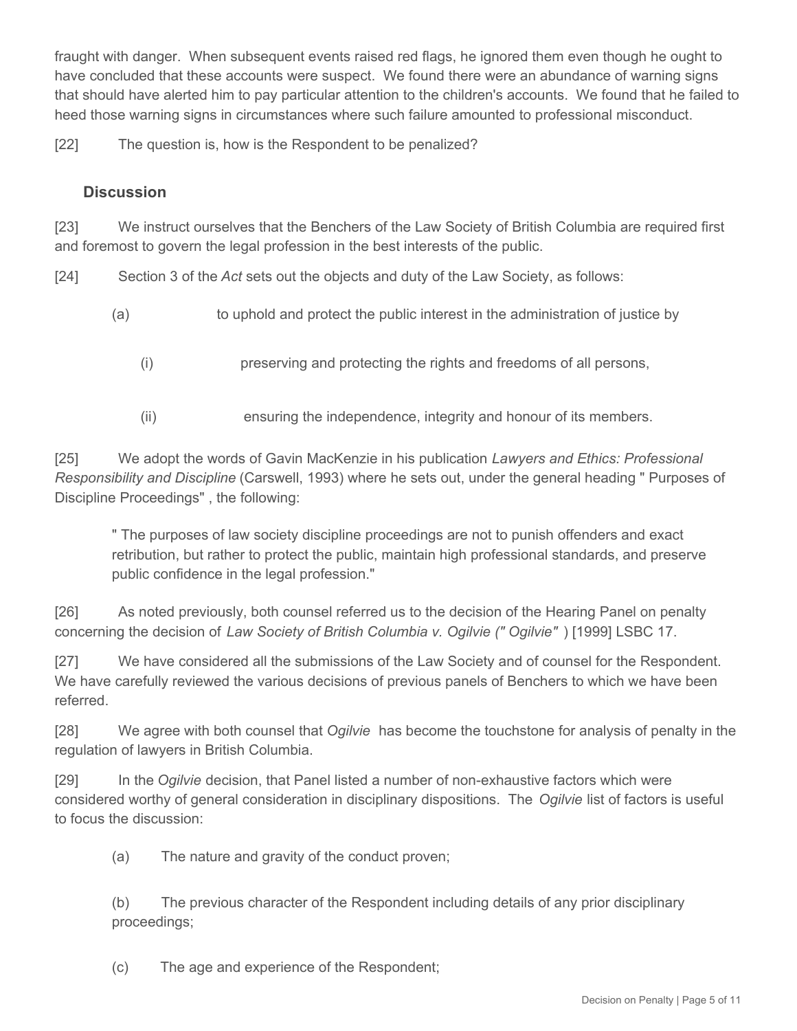fraught with danger. When subsequent events raised red flags, he ignored them even though he ought to have concluded that these accounts were suspect. We found there were an abundance of warning signs that should have alerted him to pay particular attention to the children's accounts. We found that he failed to heed those warning signs in circumstances where such failure amounted to professional misconduct.

[22] The question is, how is the Respondent to be penalized?

## Discussion

[23] We instruct ourselves that the Benchers of the Law Society of British Columbia are required first and foremost to govern the legal profession in the best interests of the public.

[24] Section 3 of the *Act* sets out the objects and duty of the Law Society, as follows:

> (a) to uphold and protect the public interest in the administration of justice by
>
> > (i) preserving and protecting the rights and freedoms of all persons,
> >
> > (ii) ensuring the independence, integrity and honour of its members.

[25] We adopt the words of Gavin MacKenzie in his publication *Lawyers and Ethics: Professional Responsibility and Discipline* (Carswell, 1993) where he sets out, under the general heading " Purposes of Discipline Proceedings" , the following:

> " The purposes of law society discipline proceedings are not to punish offenders and exact retribution, but rather to protect the public, maintain high professional standards, and preserve public confidence in the legal profession."

[26] As noted previously, both counsel referred us to the decision of the Hearing Panel on penalty concerning the decision of *Law Society of British Columbia v. Ogilvie (" Ogilvie"* ) [1999] LSBC 17.

[27] We have considered all the submissions of the Law Society and of counsel for the Respondent. We have carefully reviewed the various decisions of previous panels of Benchers to which we have been referred.

[28] We agree with both counsel that *Ogilvie* has become the touchstone for analysis of penalty in the regulation of lawyers in British Columbia.

[29] In the *Ogilvie* decision, that Panel listed a number of non-exhaustive factors which were considered worthy of general consideration in disciplinary dispositions. The *Ogilvie* list of factors is useful to focus the discussion:

> (a) The nature and gravity of the conduct proven;
>
> (b) The previous character of the Respondent including details of any prior disciplinary proceedings;
>
> (c) The age and experience of the Respondent;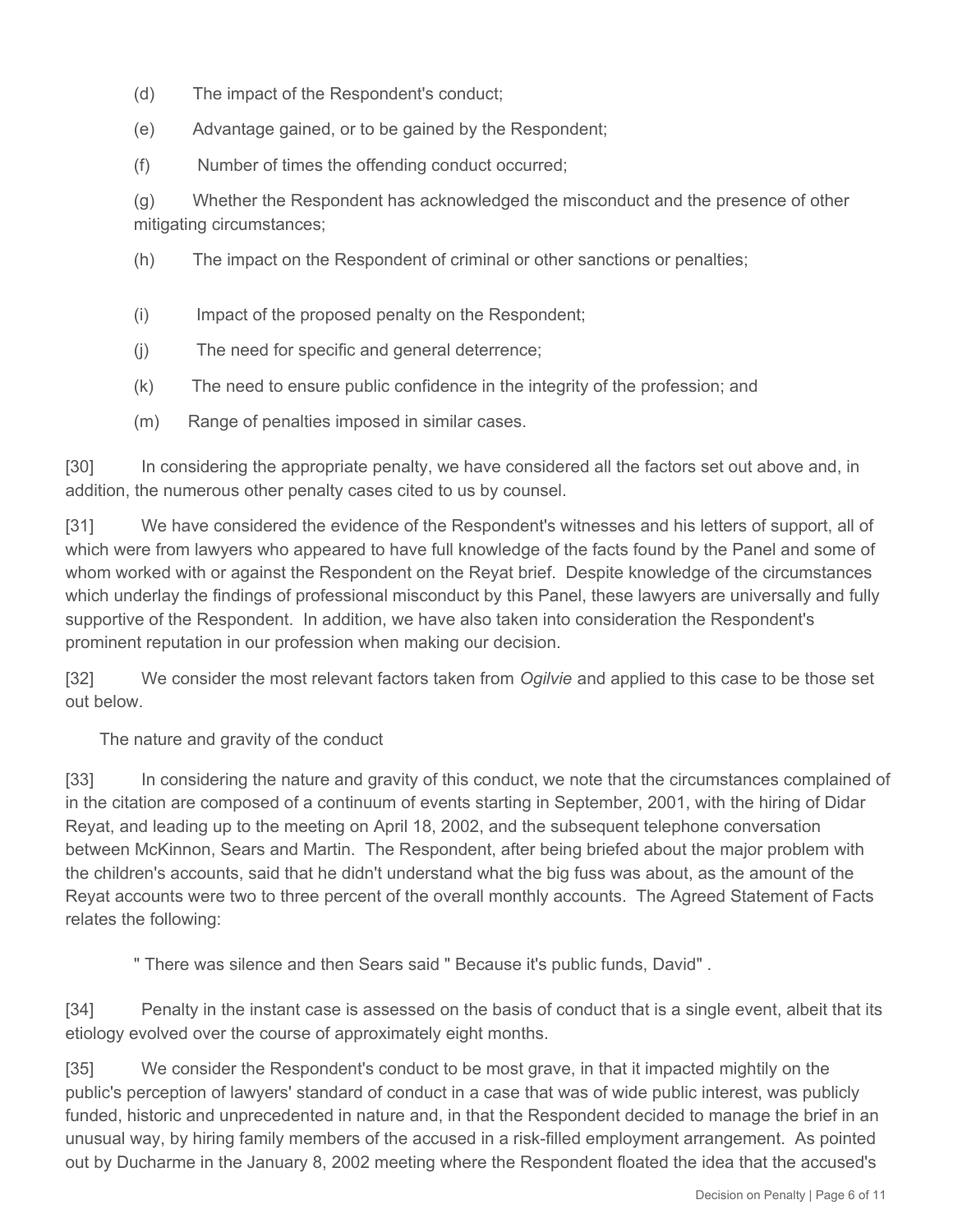(d) The impact of the Respondent's conduct;

(e) Advantage gained, or to be gained by the Respondent;

(f) Number of times the offending conduct occurred;

(g) Whether the Respondent has acknowledged the misconduct and the presence of other mitigating circumstances;

(h) The impact on the Respondent of criminal or other sanctions or penalties;

(i) Impact of the proposed penalty on the Respondent;

(j) The need for specific and general deterrence;

(k) The need to ensure public confidence in the integrity of the profession; and

(m) Range of penalties imposed in similar cases.

[30] In considering the appropriate penalty, we have considered all the factors set out above and, in addition, the numerous other penalty cases cited to us by counsel.

[31] We have considered the evidence of the Respondent's witnesses and his letters of support, all of which were from lawyers who appeared to have full knowledge of the facts found by the Panel and some of whom worked with or against the Respondent on the Reyat brief. Despite knowledge of the circumstances which underlay the findings of professional misconduct by this Panel, these lawyers are universally and fully supportive of the Respondent. In addition, we have also taken into consideration the Respondent's prominent reputation in our profession when making our decision.

[32] We consider the most relevant factors taken from *Ogilvie* and applied to this case to be those set out below.

The nature and gravity of the conduct

[33] In considering the nature and gravity of this conduct, we note that the circumstances complained of in the citation are composed of a continuum of events starting in September, 2001, with the hiring of Didar Reyat, and leading up to the meeting on April 18, 2002, and the subsequent telephone conversation between McKinnon, Sears and Martin. The Respondent, after being briefed about the major problem with the children's accounts, said that he didn't understand what the big fuss was about, as the amount of the Reyat accounts were two to three percent of the overall monthly accounts. The Agreed Statement of Facts relates the following:

> " There was silence and then Sears said " Because it's public funds, David" .

[34] Penalty in the instant case is assessed on the basis of conduct that is a single event, albeit that its etiology evolved over the course of approximately eight months.

[35] We consider the Respondent's conduct to be most grave, in that it impacted mightily on the public's perception of lawyers' standard of conduct in a case that was of wide public interest, was publicly funded, historic and unprecedented in nature and, in that the Respondent decided to manage the brief in an unusual way, by hiring family members of the accused in a risk-filled employment arrangement. As pointed out by Ducharme in the January 8, 2002 meeting where the Respondent floated the idea that the accused's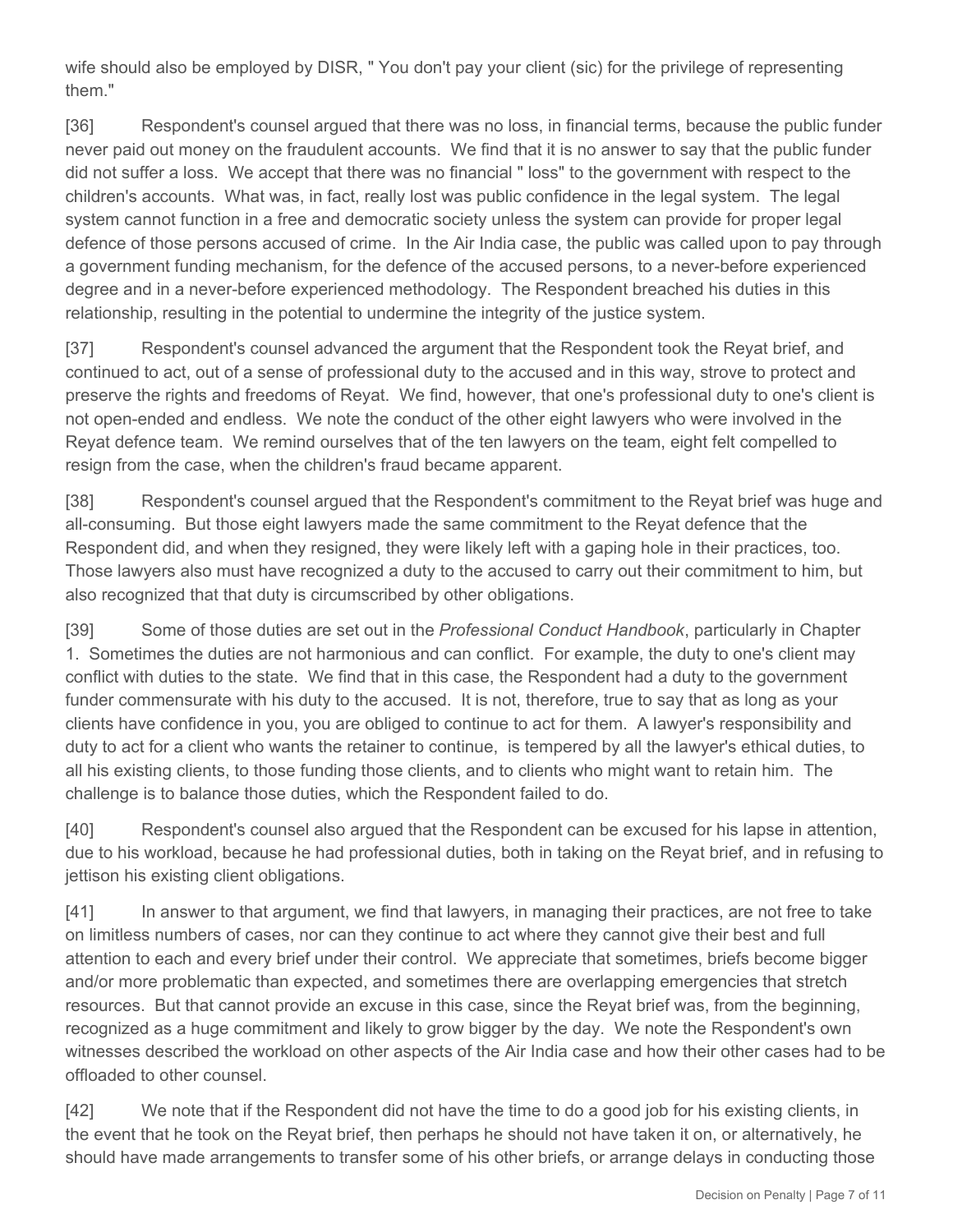wife should also be employed by DISR, " You don't pay your client (sic) for the privilege of representing them."

[36] Respondent's counsel argued that there was no loss, in financial terms, because the public funder never paid out money on the fraudulent accounts. We find that it is no answer to say that the public funder did not suffer a loss. We accept that there was no financial " loss" to the government with respect to the children's accounts. What was, in fact, really lost was public confidence in the legal system. The legal system cannot function in a free and democratic society unless the system can provide for proper legal defence of those persons accused of crime. In the Air India case, the public was called upon to pay through a government funding mechanism, for the defence of the accused persons, to a never-before experienced degree and in a never-before experienced methodology. The Respondent breached his duties in this relationship, resulting in the potential to undermine the integrity of the justice system.

[37] Respondent's counsel advanced the argument that the Respondent took the Reyat brief, and continued to act, out of a sense of professional duty to the accused and in this way, strove to protect and preserve the rights and freedoms of Reyat. We find, however, that one's professional duty to one's client is not open-ended and endless. We note the conduct of the other eight lawyers who were involved in the Reyat defence team. We remind ourselves that of the ten lawyers on the team, eight felt compelled to resign from the case, when the children's fraud became apparent.

[38] Respondent's counsel argued that the Respondent's commitment to the Reyat brief was huge and all-consuming. But those eight lawyers made the same commitment to the Reyat defence that the Respondent did, and when they resigned, they were likely left with a gaping hole in their practices, too. Those lawyers also must have recognized a duty to the accused to carry out their commitment to him, but also recognized that that duty is circumscribed by other obligations.

[39] Some of those duties are set out in the *Professional Conduct Handbook*, particularly in Chapter 1. Sometimes the duties are not harmonious and can conflict. For example, the duty to one's client may conflict with duties to the state. We find that in this case, the Respondent had a duty to the government funder commensurate with his duty to the accused. It is not, therefore, true to say that as long as your clients have confidence in you, you are obliged to continue to act for them. A lawyer's responsibility and duty to act for a client who wants the retainer to continue, is tempered by all the lawyer's ethical duties, to all his existing clients, to those funding those clients, and to clients who might want to retain him. The challenge is to balance those duties, which the Respondent failed to do.

[40] Respondent's counsel also argued that the Respondent can be excused for his lapse in attention, due to his workload, because he had professional duties, both in taking on the Reyat brief, and in refusing to jettison his existing client obligations.

[41] In answer to that argument, we find that lawyers, in managing their practices, are not free to take on limitless numbers of cases, nor can they continue to act where they cannot give their best and full attention to each and every brief under their control. We appreciate that sometimes, briefs become bigger and/or more problematic than expected, and sometimes there are overlapping emergencies that stretch resources. But that cannot provide an excuse in this case, since the Reyat brief was, from the beginning, recognized as a huge commitment and likely to grow bigger by the day. We note the Respondent's own witnesses described the workload on other aspects of the Air India case and how their other cases had to be offloaded to other counsel.

[42] We note that if the Respondent did not have the time to do a good job for his existing clients, in the event that he took on the Reyat brief, then perhaps he should not have taken it on, or alternatively, he should have made arrangements to transfer some of his other briefs, or arrange delays in conducting those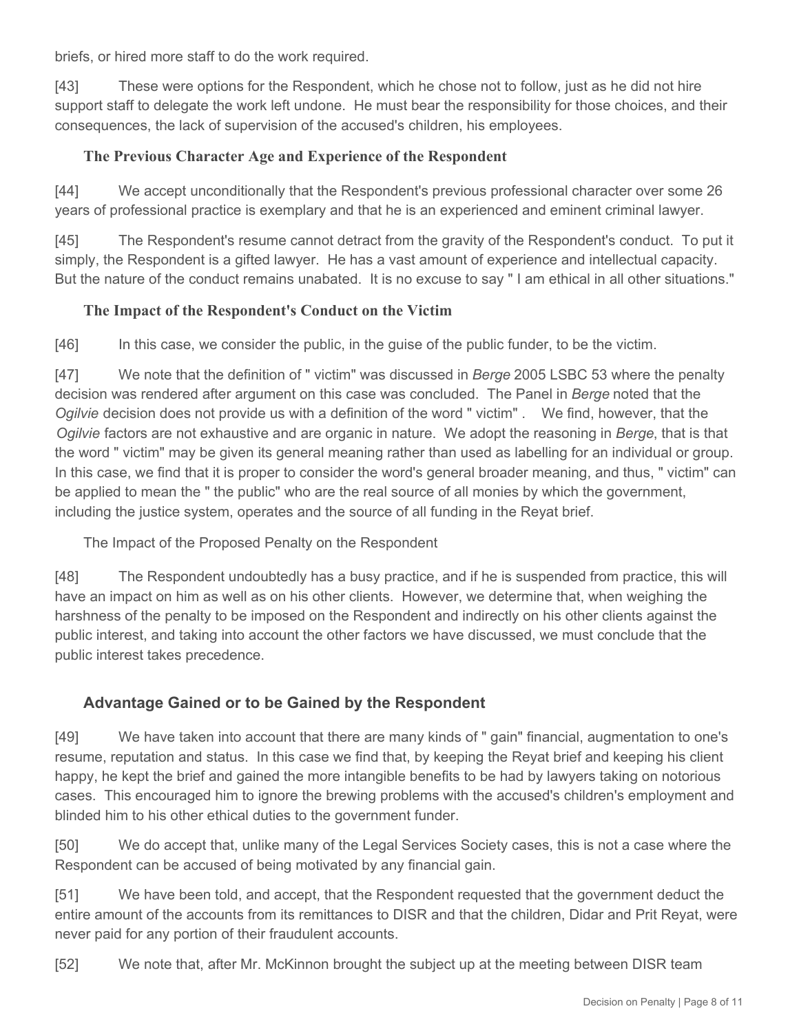briefs, or hired more staff to do the work required.

[43] These were options for the Respondent, which he chose not to follow, just as he did not hire support staff to delegate the work left undone. He must bear the responsibility for those choices, and their consequences, the lack of supervision of the accused's children, his employees.

### The Previous Character Age and Experience of the Respondent

[44] We accept unconditionally that the Respondent's previous professional character over some 26 years of professional practice is exemplary and that he is an experienced and eminent criminal lawyer.

[45] The Respondent's resume cannot detract from the gravity of the Respondent's conduct. To put it simply, the Respondent is a gifted lawyer. He has a vast amount of experience and intellectual capacity. But the nature of the conduct remains unabated. It is no excuse to say " I am ethical in all other situations."

### The Impact of the Respondent's Conduct on the Victim

[46] In this case, we consider the public, in the guise of the public funder, to be the victim.

[47] We note that the definition of " victim" was discussed in *Berge* 2005 LSBC 53 where the penalty decision was rendered after argument on this case was concluded. The Panel in *Berge* noted that the *Ogilvie* decision does not provide us with a definition of the word " victim" . We find, however, that the *Ogilvie* factors are not exhaustive and are organic in nature. We adopt the reasoning in *Berge*, that is that the word " victim" may be given its general meaning rather than used as labelling for an individual or group. In this case, we find that it is proper to consider the word's general broader meaning, and thus, " victim" can be applied to mean the " the public" who are the real source of all monies by which the government, including the justice system, operates and the source of all funding in the Reyat brief.

### The Impact of the Proposed Penalty on the Respondent

[48] The Respondent undoubtedly has a busy practice, and if he is suspended from practice, this will have an impact on him as well as on his other clients. However, we determine that, when weighing the harshness of the penalty to be imposed on the Respondent and indirectly on his other clients against the public interest, and taking into account the other factors we have discussed, we must conclude that the public interest takes precedence.

### Advantage Gained or to be Gained by the Respondent

[49] We have taken into account that there are many kinds of " gain" financial, augmentation to one's resume, reputation and status. In this case we find that, by keeping the Reyat brief and keeping his client happy, he kept the brief and gained the more intangible benefits to be had by lawyers taking on notorious cases. This encouraged him to ignore the brewing problems with the accused's children's employment and blinded him to his other ethical duties to the government funder.

[50] We do accept that, unlike many of the Legal Services Society cases, this is not a case where the Respondent can be accused of being motivated by any financial gain.

[51] We have been told, and accept, that the Respondent requested that the government deduct the entire amount of the accounts from its remittances to DISR and that the children, Didar and Prit Reyat, were never paid for any portion of their fraudulent accounts.

[52] We note that, after Mr. McKinnon brought the subject up at the meeting between DISR team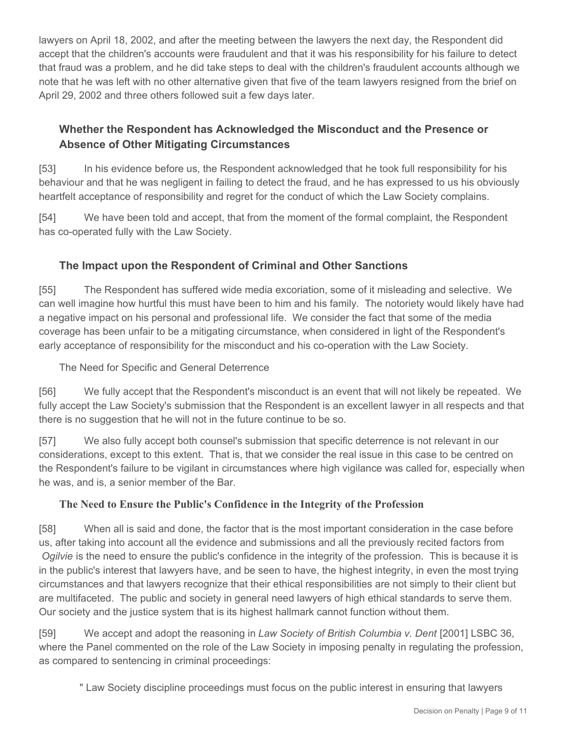lawyers on April 18, 2002, and after the meeting between the lawyers the next day, the Respondent did accept that the children's accounts were fraudulent and that it was his responsibility for his failure to detect that fraud was a problem, and he did take steps to deal with the children's fraudulent accounts although we note that he was left with no other alternative given that five of the team lawyers resigned from the brief on April 29, 2002 and three others followed suit a few days later.

### Whether the Respondent has Acknowledged the Misconduct and the Presence or Absence of Other Mitigating Circumstances

[53] In his evidence before us, the Respondent acknowledged that he took full responsibility for his behaviour and that he was negligent in failing to detect the fraud, and he has expressed to us his obviously heartfelt acceptance of responsibility and regret for the conduct of which the Law Society complains.

[54] We have been told and accept, that from the moment of the formal complaint, the Respondent has co-operated fully with the Law Society.

### The Impact upon the Respondent of Criminal and Other Sanctions

[55] The Respondent has suffered wide media excoriation, some of it misleading and selective. We can well imagine how hurtful this must have been to him and his family. The notoriety would likely have had a negative impact on his personal and professional life. We consider the fact that some of the media coverage has been unfair to be a mitigating circumstance, when considered in light of the Respondent's early acceptance of responsibility for the misconduct and his co-operation with the Law Society.

The Need for Specific and General Deterrence

[56] We fully accept that the Respondent's misconduct is an event that will not likely be repeated. We fully accept the Law Society's submission that the Respondent is an excellent lawyer in all respects and that there is no suggestion that he will not in the future continue to be so.

[57] We also fully accept both counsel's submission that specific deterrence is not relevant in our considerations, except to this extent. That is, that we consider the real issue in this case to be centred on the Respondent's failure to be vigilant in circumstances where high vigilance was called for, especially when he was, and is, a senior member of the Bar.

### The Need to Ensure the Public's Confidence in the Integrity of the Profession

[58] When all is said and done, the factor that is the most important consideration in the case before us, after taking into account all the evidence and submissions and all the previously recited factors from *Ogilvie* is the need to ensure the public's confidence in the integrity of the profession. This is because it is in the public's interest that lawyers have, and be seen to have, the highest integrity, in even the most trying circumstances and that lawyers recognize that their ethical responsibilities are not simply to their client but are multifaceted. The public and society in general need lawyers of high ethical standards to serve them. Our society and the justice system that is its highest hallmark cannot function without them.

[59] We accept and adopt the reasoning in *Law Society of British Columbia v. Dent* [2001] LSBC 36, where the Panel commented on the role of the Law Society in imposing penalty in regulating the profession, as compared to sentencing in criminal proceedings:

> " Law Society discipline proceedings must focus on the public interest in ensuring that lawyers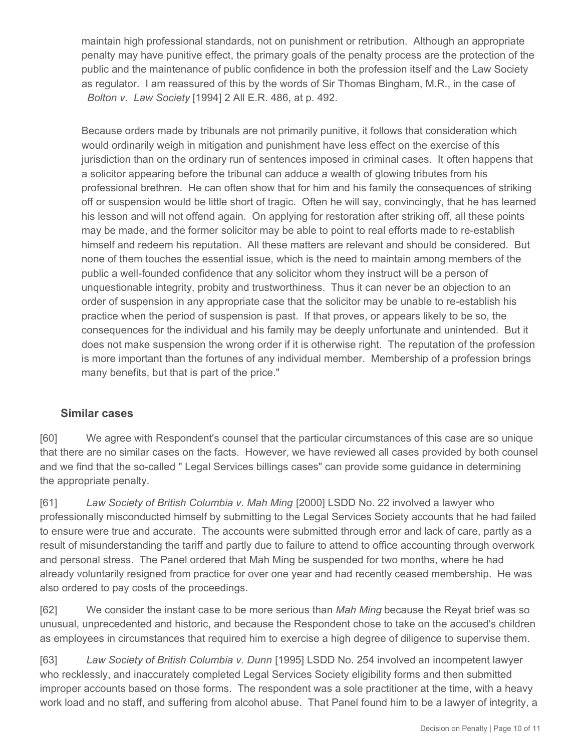maintain high professional standards, not on punishment or retribution. Although an appropriate penalty may have punitive effect, the primary goals of the penalty process are the protection of the public and the maintenance of public confidence in both the profession itself and the Law Society as regulator. I am reassured of this by the words of Sir Thomas Bingham, M.R., in the case of *Bolton v. Law Society* [1994] 2 All E.R. 486, at p. 492.

> Because orders made by tribunals are not primarily punitive, it follows that consideration which would ordinarily weigh in mitigation and punishment have less effect on the exercise of this jurisdiction than on the ordinary run of sentences imposed in criminal cases. It often happens that a solicitor appearing before the tribunal can adduce a wealth of glowing tributes from his professional brethren. He can often show that for him and his family the consequences of striking off or suspension would be little short of tragic. Often he will say, convincingly, that he has learned his lesson and will not offend again. On applying for restoration after striking off, all these points may be made, and the former solicitor may be able to point to real efforts made to re-establish himself and redeem his reputation. All these matters are relevant and should be considered. But none of them touches the essential issue, which is the need to maintain among members of the public a well-founded confidence that any solicitor whom they instruct will be a person of unquestionable integrity, probity and trustworthiness. Thus it can never be an objection to an order of suspension in any appropriate case that the solicitor may be unable to re-establish his practice when the period of suspension is past. If that proves, or appears likely to be so, the consequences for the individual and his family may be deeply unfortunate and unintended. But it does not make suspension the wrong order if it is otherwise right. The reputation of the profession is more important than the fortunes of any individual member. Membership of a profession brings many benefits, but that is part of the price."

## Similar cases

[60] We agree with Respondent's counsel that the particular circumstances of this case are so unique that there are no similar cases on the facts. However, we have reviewed all cases provided by both counsel and we find that the so-called " Legal Services billings cases" can provide some guidance in determining the appropriate penalty.

[61] *Law Society of British Columbia v. Mah Ming* [2000] LSDD No. 22 involved a lawyer who professionally misconducted himself by submitting to the Legal Services Society accounts that he had failed to ensure were true and accurate. The accounts were submitted through error and lack of care, partly as a result of misunderstanding the tariff and partly due to failure to attend to office accounting through overwork and personal stress. The Panel ordered that Mah Ming be suspended for two months, where he had already voluntarily resigned from practice for over one year and had recently ceased membership. He was also ordered to pay costs of the proceedings.

[62] We consider the instant case to be more serious than *Mah Ming* because the Reyat brief was so unusual, unprecedented and historic, and because the Respondent chose to take on the accused's children as employees in circumstances that required him to exercise a high degree of diligence to supervise them.

[63] *Law Society of British Columbia v. Dunn* [1995] LSDD No. 254 involved an incompetent lawyer who recklessly, and inaccurately completed Legal Services Society eligibility forms and then submitted improper accounts based on those forms. The respondent was a sole practitioner at the time, with a heavy work load and no staff, and suffering from alcohol abuse. That Panel found him to be a lawyer of integrity, a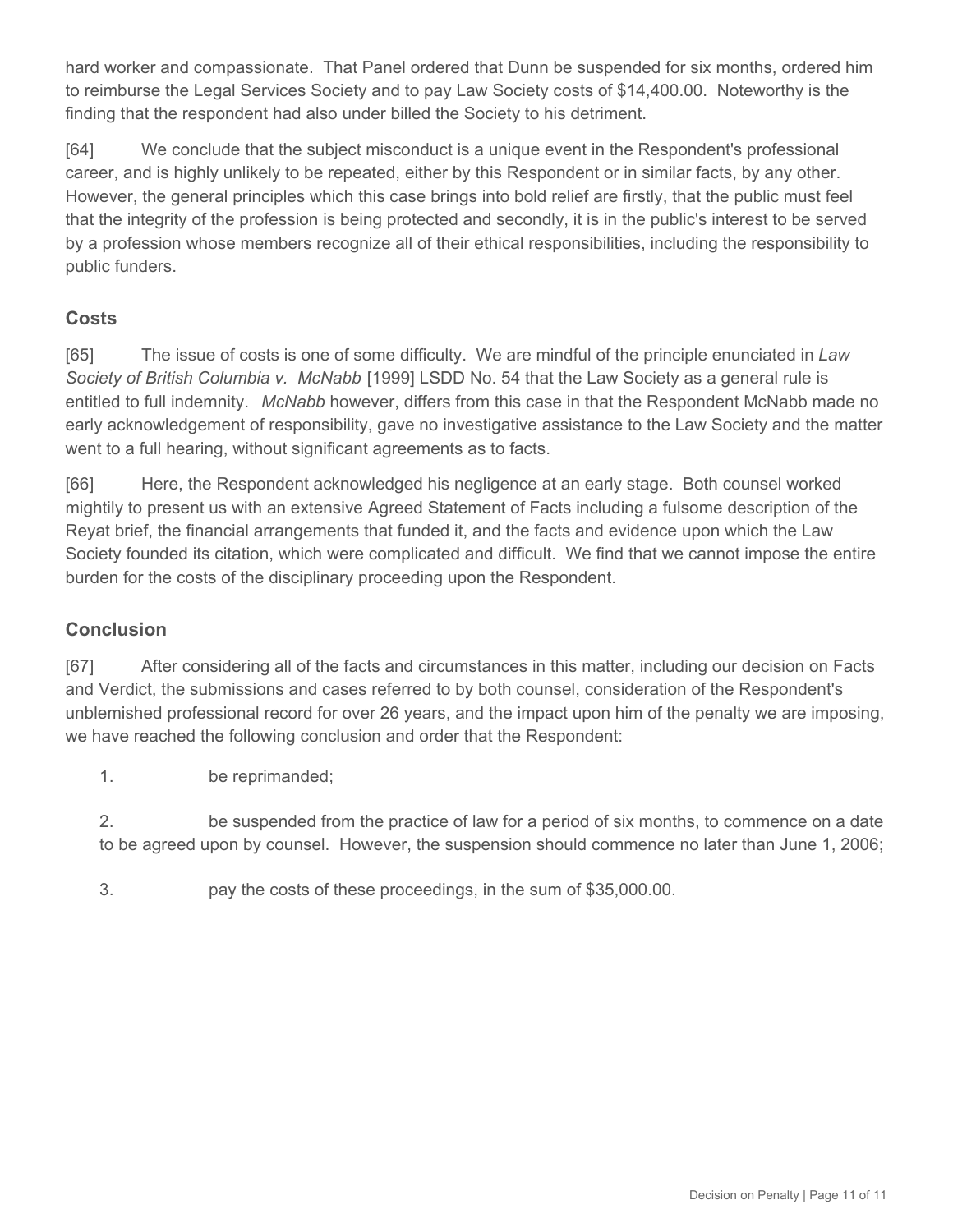hard worker and compassionate. That Panel ordered that Dunn be suspended for six months, ordered him to reimburse the Legal Services Society and to pay Law Society costs of $14,400.00. Noteworthy is the finding that the respondent had also under billed the Society to his detriment.

[64] We conclude that the subject misconduct is a unique event in the Respondent's professional career, and is highly unlikely to be repeated, either by this Respondent or in similar facts, by any other. However, the general principles which this case brings into bold relief are firstly, that the public must feel that the integrity of the profession is being protected and secondly, it is in the public's interest to be served by a profession whose members recognize all of their ethical responsibilities, including the responsibility to public funders.

## Costs

[65] The issue of costs is one of some difficulty. We are mindful of the principle enunciated in *Law Society of British Columbia v. McNabb* [1999] LSDD No. 54 that the Law Society as a general rule is entitled to full indemnity. *McNabb* however, differs from this case in that the Respondent McNabb made no early acknowledgement of responsibility, gave no investigative assistance to the Law Society and the matter went to a full hearing, without significant agreements as to facts.

[66] Here, the Respondent acknowledged his negligence at an early stage. Both counsel worked mightily to present us with an extensive Agreed Statement of Facts including a fulsome description of the Reyat brief, the financial arrangements that funded it, and the facts and evidence upon which the Law Society founded its citation, which were complicated and difficult. We find that we cannot impose the entire burden for the costs of the disciplinary proceeding upon the Respondent.

## Conclusion

[67] After considering all of the facts and circumstances in this matter, including our decision on Facts and Verdict, the submissions and cases referred to by both counsel, consideration of the Respondent's unblemished professional record for over 26 years, and the impact upon him of the penalty we are imposing, we have reached the following conclusion and order that the Respondent:

1. be reprimanded;

2. be suspended from the practice of law for a period of six months, to commence on a date to be agreed upon by counsel. However, the suspension should commence no later than June 1, 2006;

3. pay the costs of these proceedings, in the sum of $35,000.00.